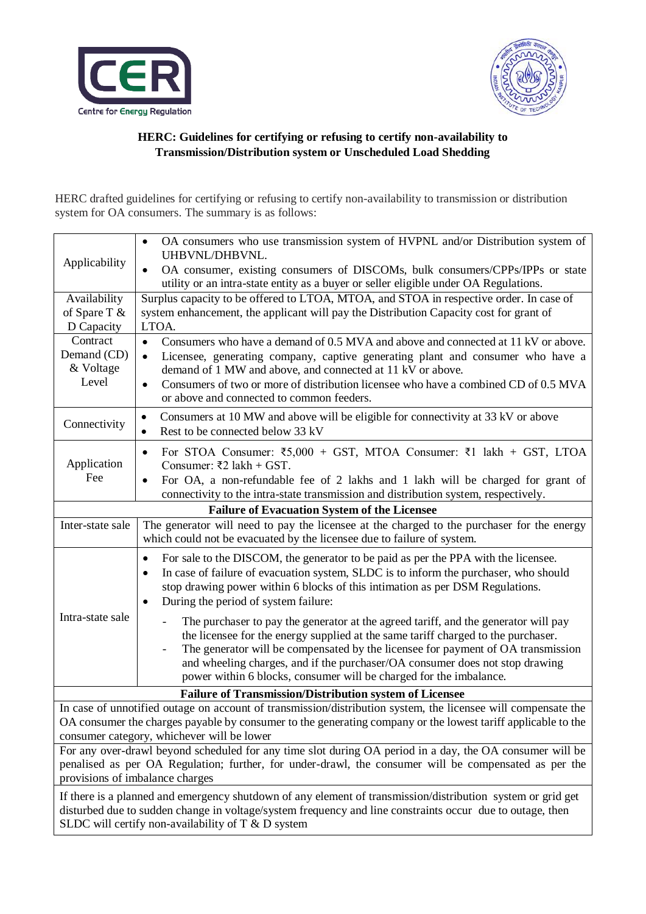## HERC: Guidelines for certifying or refusing to certify non-availability to Transmission/Distribution system or Unscheduled Load Shedding

HERC drafted guidelines for certifying or refusing to certify non-availability to transmission or distribution system for OA consumers. The summary is as follows:

| | |
|---|---|
| Applicability | • OA consumers who use transmission system of HVPNL and/or Distribution system of UHBVNL/DHBVNL.<br>• OA consumer, existing consumers of DISCOMs, bulk consumers/CPPs/IPPs or state utility or an intra-state entity as a buyer or seller eligible under OA Regulations. |
| Availability of Spare T & D Capacity | Surplus capacity to be offered to LTOA, MTOA, and STOA in respective order. In case of system enhancement, the applicant will pay the Distribution Capacity cost for grant of LTOA. |
| Contract Demand (CD) & Voltage Level | • Consumers who have a demand of 0.5 MVA and above and connected at 11 kV or above.<br>• Licensee, generating company, captive generating plant and consumer who have a demand of 1 MW and above, and connected at 11 kV or above.<br>• Consumers of two or more of distribution licensee who have a combined CD of 0.5 MVA or above and connected to common feeders. |
| Connectivity | • Consumers at 10 MW and above will be eligible for connectivity at 33 kV or above<br>• Rest to be connected below 33 kV |
| Application Fee | • For STOA Consumer: ₹5,000 + GST, MTOA Consumer: ₹1 lakh + GST, LTOA Consumer: ₹2 lakh + GST.<br>• For OA, a non-refundable fee of 2 lakhs and 1 lakh will be charged for grant of connectivity to the intra-state transmission and distribution system, respectively. |
| **Failure of Evacuation System of the Licensee** | |
| Inter-state sale | The generator will need to pay the licensee at the charged to the purchaser for the energy which could not be evacuated by the licensee due to failure of system. |
| Intra-state sale | • For sale to the DISCOM, the generator to be paid as per the PPA with the licensee.<br>• In case of failure of evacuation system, SLDC is to inform the purchaser, who should stop drawing power within 6 blocks of this intimation as per DSM Regulations.<br>• During the period of system failure:<br>- The purchaser to pay the generator at the agreed tariff, and the generator will pay the licensee for the energy supplied at the same tariff charged to the purchaser.<br>- The generator will be compensated by the licensee for payment of OA transmission and wheeling charges, and if the purchaser/OA consumer does not stop drawing power within 6 blocks, consumer will be charged for the imbalance. |
| **Failure of Transmission/Distribution system of Licensee** | |
| In case of unnotified outage on account of transmission/distribution system, the licensee will compensate the OA consumer the charges payable by consumer to the generating company or the lowest tariff applicable to the consumer category, whichever will be lower | |
| For any over-drawl beyond scheduled for any time slot during OA period in a day, the OA consumer will be penalised as per OA Regulation; further, for under-drawl, the consumer will be compensated as per the provisions of imbalance charges | |
| If there is a planned and emergency shutdown of any element of transmission/distribution system or grid get disturbed due to sudden change in voltage/system frequency and line constraints occur due to outage, then SLDC will certify non-availability of T & D system | |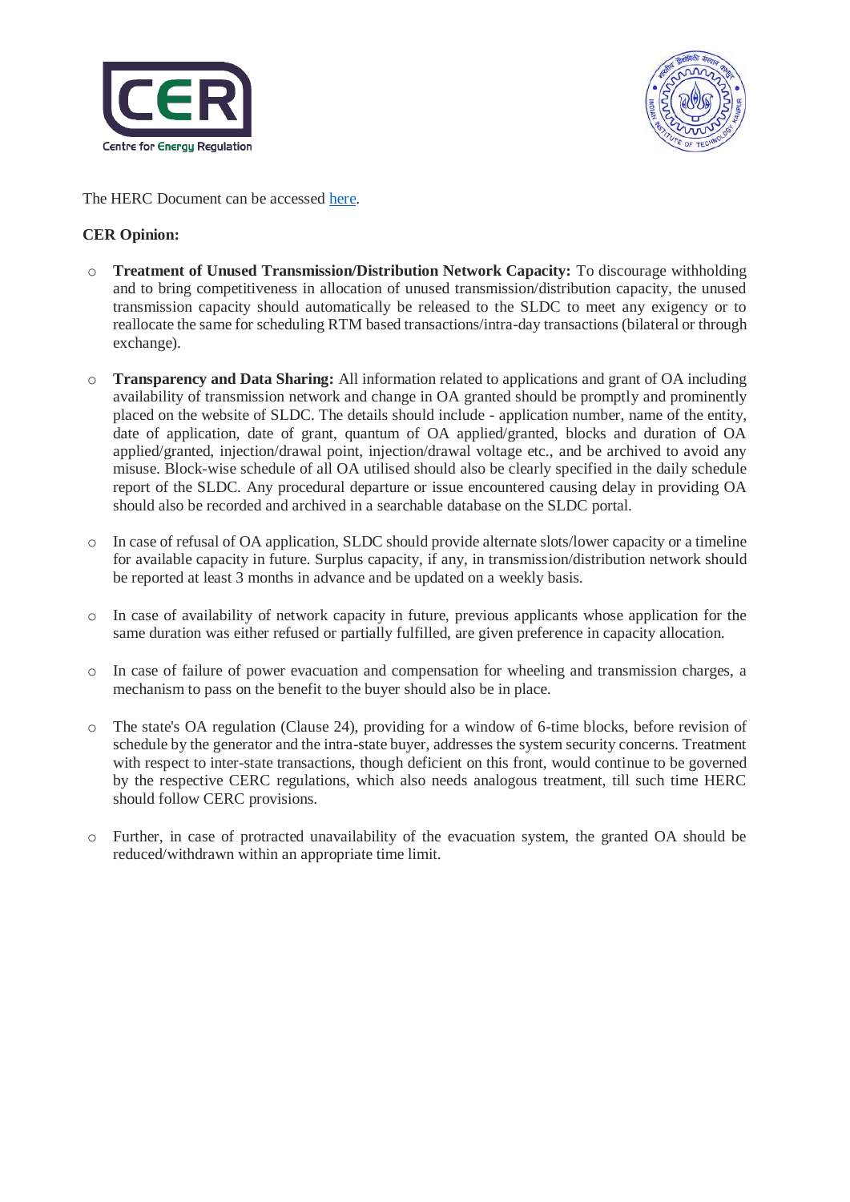The HERC Document can be accessed here.

**CER Opinion:**

- **Treatment of Unused Transmission/Distribution Network Capacity:** To discourage withholding and to bring competitiveness in allocation of unused transmission/distribution capacity, the unused transmission capacity should automatically be released to the SLDC to meet any exigency or to reallocate the same for scheduling RTM based transactions/intra-day transactions (bilateral or through exchange).

- **Transparency and Data Sharing:** All information related to applications and grant of OA including availability of transmission network and change in OA granted should be promptly and prominently placed on the website of SLDC. The details should include - application number, name of the entity, date of application, date of grant, quantum of OA applied/granted, blocks and duration of OA applied/granted, injection/drawal point, injection/drawal voltage etc., and be archived to avoid any misuse. Block-wise schedule of all OA utilised should also be clearly specified in the daily schedule report of the SLDC. Any procedural departure or issue encountered causing delay in providing OA should also be recorded and archived in a searchable database on the SLDC portal.

- In case of refusal of OA application, SLDC should provide alternate slots/lower capacity or a timeline for available capacity in future. Surplus capacity, if any, in transmission/distribution network should be reported at least 3 months in advance and be updated on a weekly basis.

- In case of availability of network capacity in future, previous applicants whose application for the same duration was either refused or partially fulfilled, are given preference in capacity allocation.

- In case of failure of power evacuation and compensation for wheeling and transmission charges, a mechanism to pass on the benefit to the buyer should also be in place.

- The state's OA regulation (Clause 24), providing for a window of 6-time blocks, before revision of schedule by the generator and the intra-state buyer, addresses the system security concerns. Treatment with respect to inter-state transactions, though deficient on this front, would continue to be governed by the respective CERC regulations, which also needs analogous treatment, till such time HERC should follow CERC provisions.

- Further, in case of protracted unavailability of the evacuation system, the granted OA should be reduced/withdrawn within an appropriate time limit.